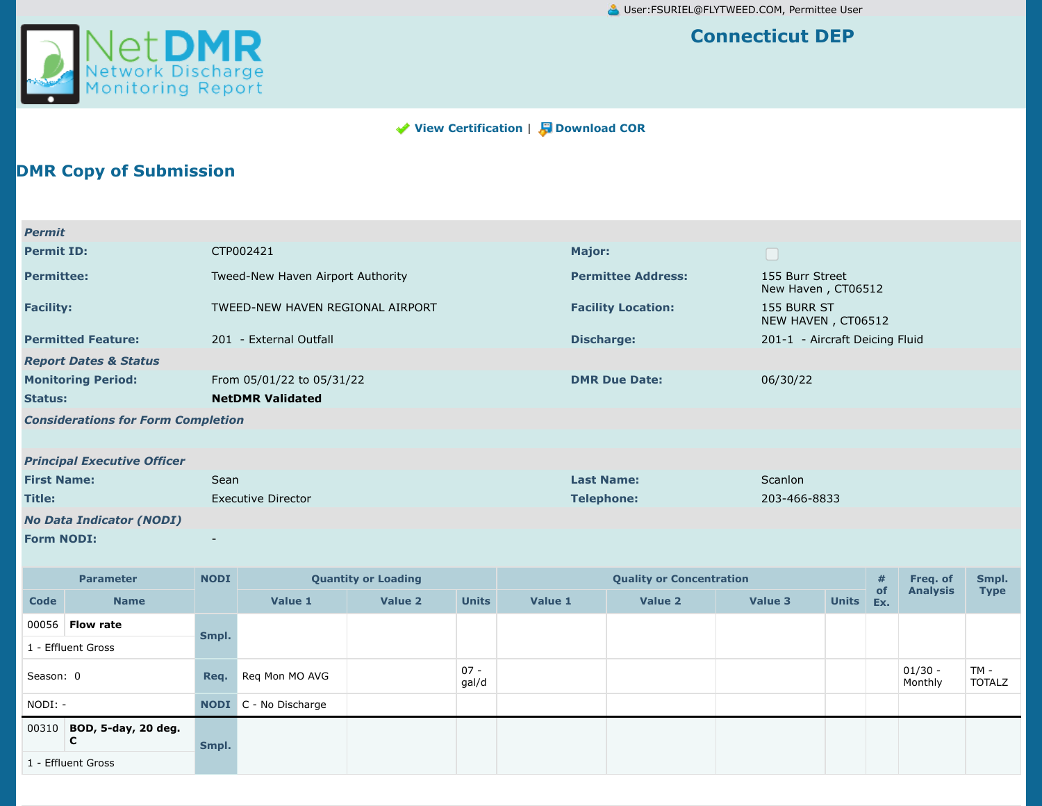User:FSURIEL@FLYTWEED.COM, Permittee User

NetDMR
Network Discharge Monitoring Report

**Connecticut DEP**

View Certification | Download COR

## DMR Copy of Submission

| *Permit* | | | |
|---|---|---|---|
| **Permit ID:** | CTP002421 | **Major:** | ☐ |
| **Permittee:** | Tweed-New Haven Airport Authority | **Permittee Address:** | 155 Burr Street<br>New Haven , CT06512 |
| **Facility:** | TWEED-NEW HAVEN REGIONAL AIRPORT | **Facility Location:** | 155 BURR ST<br>NEW HAVEN , CT06512 |
| **Permitted Feature:** | 201 - External Outfall | **Discharge:** | 201-1 - Aircraft Deicing Fluid |
| *Report Dates & Status* | | | |
| **Monitoring Period:** | From 05/01/22 to 05/31/22 | **DMR Due Date:** | 06/30/22 |
| **Status:** | **NetDMR Validated** | | |
| *Considerations for Form Completion* | | | |
| | | | |
| *Principal Executive Officer* | | | |
| **First Name:** | Sean | **Last Name:** | Scanlon |
| **Title:** | Executive Director | **Telephone:** | 203-466-8833 |
| *No Data Indicator (NODI)* | | | |
| **Form NODI:** | - | | |

| Parameter | | NODI | Quantity or Loading | | | Quality or Concentration | | | | # of Ex. | Freq. of Analysis | Smpl. Type |
|---|---|---|---|---|---|---|---|---|---|---|---|---|
| Code | Name | | Value 1 | Value 2 | Units | Value 1 | Value 2 | Value 3 | Units | | | |
| 00056 | **Flow rate** | Smpl. | | | | | | | | | | |
| 1 - Effluent Gross | | | | | | | | | | | | |
| Season: 0 | | Req. | Req Mon MO AVG | | 07 - gal/d | | | | | | 01/30 - Monthly | TM - TOTALZ |
| NODI: - | | NODI | C - No Discharge | | | | | | | | | |
| 00310 | **BOD, 5-day, 20 deg. C** | Smpl. | | | | | | | | | | |
| 1 - Effluent Gross | | | | | | | | | | | | |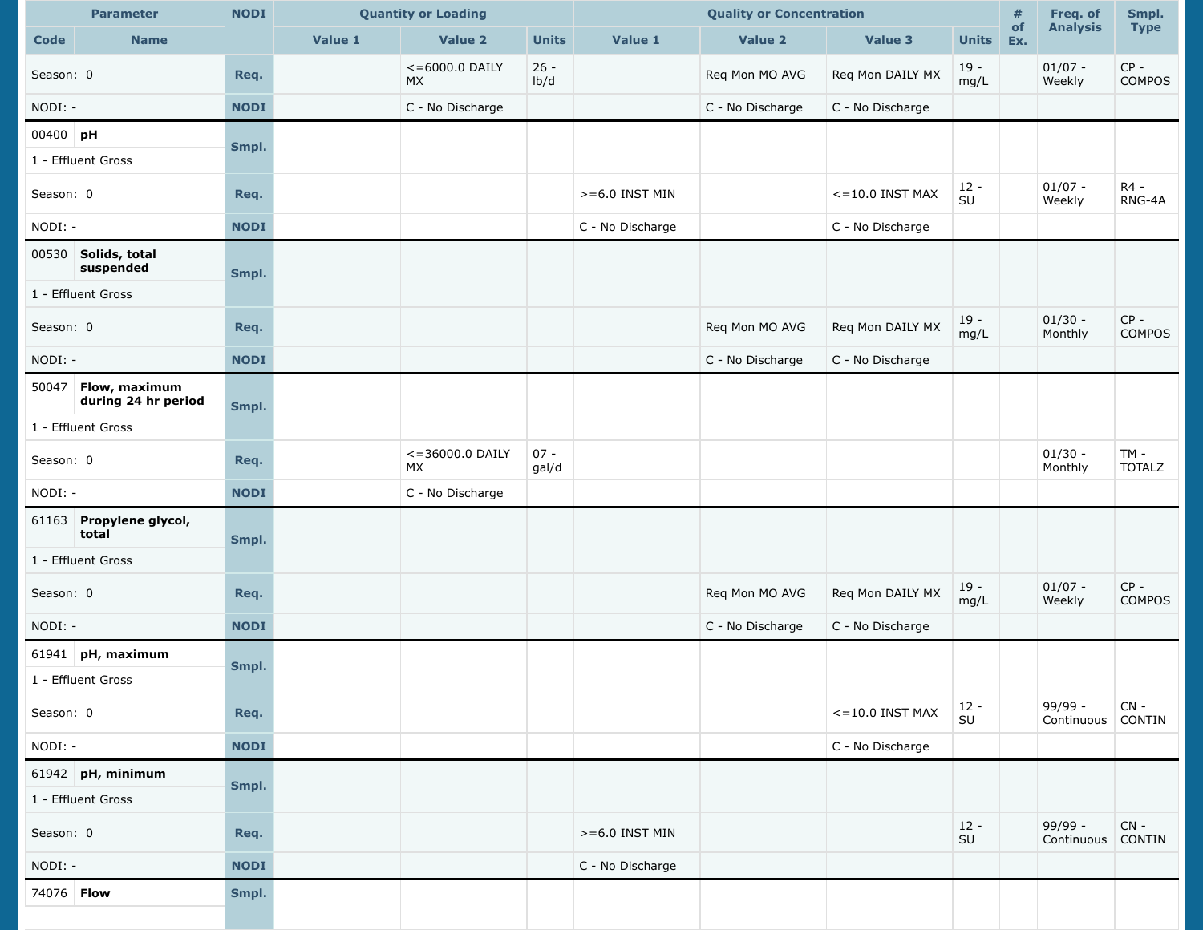| Parameter | | NODI | Quantity or Loading | | | Quality or Concentration | | | | # of Ex. | Freq. of Analysis | Smpl. Type |
|---|---|---|---|---|---|---|---|---|---|---|---|---|
| Code | Name | | Value 1 | Value 2 | Units | Value 1 | Value 2 | Value 3 | Units | | | |
| Season: 0 | | Req. | | <=6000.0 DAILY MX | 26 - lb/d | | Req Mon MO AVG | Req Mon DAILY MX | 19 - mg/L | | 01/07 - Weekly | CP - COMPOS |
| NODI: - | | NODI | | C - No Discharge | | | C - No Discharge | C - No Discharge | | | | |
| 00400 | pH | Smpl. | | | | | | | | | | |
| 1 - Effluent Gross | | | | | | | | | | | | |
| Season: 0 | | Req. | | | | >=6.0 INST MIN | | <=10.0 INST MAX | 12 - SU | | 01/07 - Weekly | R4 - RNG-4A |
| NODI: - | | NODI | | | | C - No Discharge | | C - No Discharge | | | | |
| 00530 | Solids, total suspended | Smpl. | | | | | | | | | | |
| 1 - Effluent Gross | | | | | | | | | | | | |
| Season: 0 | | Req. | | | | | Req Mon MO AVG | Req Mon DAILY MX | 19 - mg/L | | 01/30 - Monthly | CP - COMPOS |
| NODI: - | | NODI | | | | | C - No Discharge | C - No Discharge | | | | |
| 50047 | Flow, maximum during 24 hr period | Smpl. | | | | | | | | | | |
| 1 - Effluent Gross | | | | | | | | | | | | |
| Season: 0 | | Req. | | <=36000.0 DAILY MX | 07 - gal/d | | | | | | 01/30 - Monthly | TM - TOTALZ |
| NODI: - | | NODI | | C - No Discharge | | | | | | | | |
| 61163 | Propylene glycol, total | Smpl. | | | | | | | | | | |
| 1 - Effluent Gross | | | | | | | | | | | | |
| Season: 0 | | Req. | | | | | Req Mon MO AVG | Req Mon DAILY MX | 19 - mg/L | | 01/07 - Weekly | CP - COMPOS |
| NODI: - | | NODI | | | | | C - No Discharge | C - No Discharge | | | | |
| 61941 | pH, maximum | Smpl. | | | | | | | | | | |
| 1 - Effluent Gross | | | | | | | | | | | | |
| Season: 0 | | Req. | | | | | | <=10.0 INST MAX | 12 - SU | | 99/99 - Continuous | CN - CONTIN |
| NODI: - | | NODI | | | | | | C - No Discharge | | | | |
| 61942 | pH, minimum | Smpl. | | | | | | | | | | |
| 1 - Effluent Gross | | | | | | | | | | | | |
| Season: 0 | | Req. | | | | >=6.0 INST MIN | | | 12 - SU | | 99/99 - Continuous | CN - CONTIN |
| NODI: - | | NODI | | | | C - No Discharge | | | | | | |
| 74076 | Flow | Smpl. | | | | | | | | | | |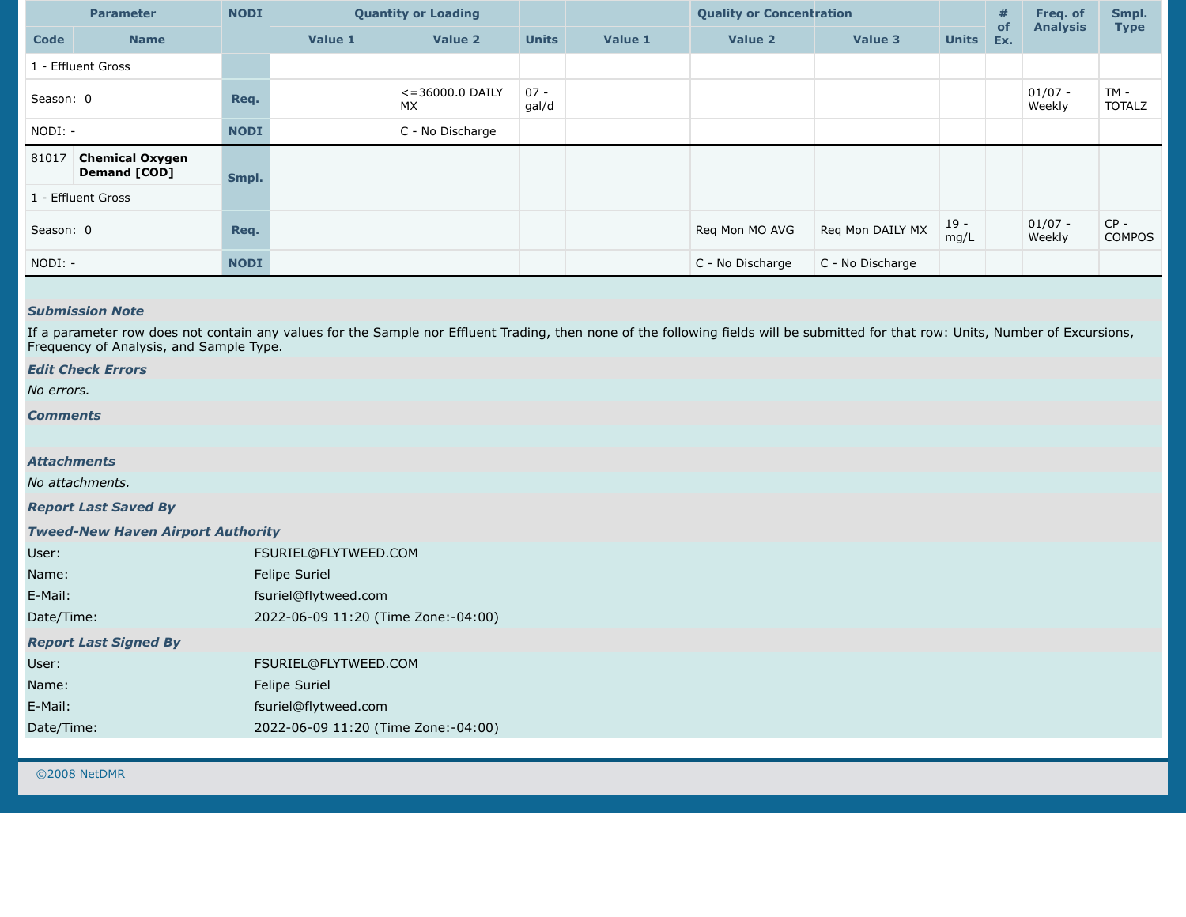| Parameter | | NODI | Quantity or Loading | | | Quality or Concentration | | | | # of Ex. | Freq. of Analysis | Smpl. Type |
|---|---|---|---|---|---|---|---|---|---|---|---|---|
| Code | Name | | Value 1 | Value 2 | Units | Value 1 | Value 2 | Value 3 | Units | | | |
| 1 - Effluent Gross | | | | | | | | | | | | |
| Season: 0 | | Req. | | <=36000.0 DAILY MX | 07 - gal/d | | | | | | 01/07 - Weekly | TM - TOTALZ |
| NODI: - | | NODI | | C - No Discharge | | | | | | | | |
| 81017 | Chemical Oxygen Demand [COD] | Smpl. | | | | | | | | | | |
| 1 - Effluent Gross | | | | | | | | | | | | |
| Season: 0 | | Req. | | | | | Req Mon MO AVG | Req Mon DAILY MX | 19 - mg/L | | 01/07 - Weekly | CP - COMPOS |
| NODI: - | | NODI | | | | | C - No Discharge | C - No Discharge | | | | |

***Submission Note***

If a parameter row does not contain any values for the Sample nor Effluent Trading, then none of the following fields will be submitted for that row: Units, Number of Excursions, Frequency of Analysis, and Sample Type.

***Edit Check Errors***

*No errors.*

***Comments***

***Attachments***

*No attachments.*

***Report Last Saved By***

***Tweed-New Haven Airport Authority***

User: FSURIEL@FLYTWEED.COM
Name: Felipe Suriel
E-Mail: fsuriel@flytweed.com
Date/Time: 2022-06-09 11:20 (Time Zone:-04:00)

***Report Last Signed By***

User: FSURIEL@FLYTWEED.COM
Name: Felipe Suriel
E-Mail: fsuriel@flytweed.com
Date/Time: 2022-06-09 11:20 (Time Zone:-04:00)

©2008 NetDMR